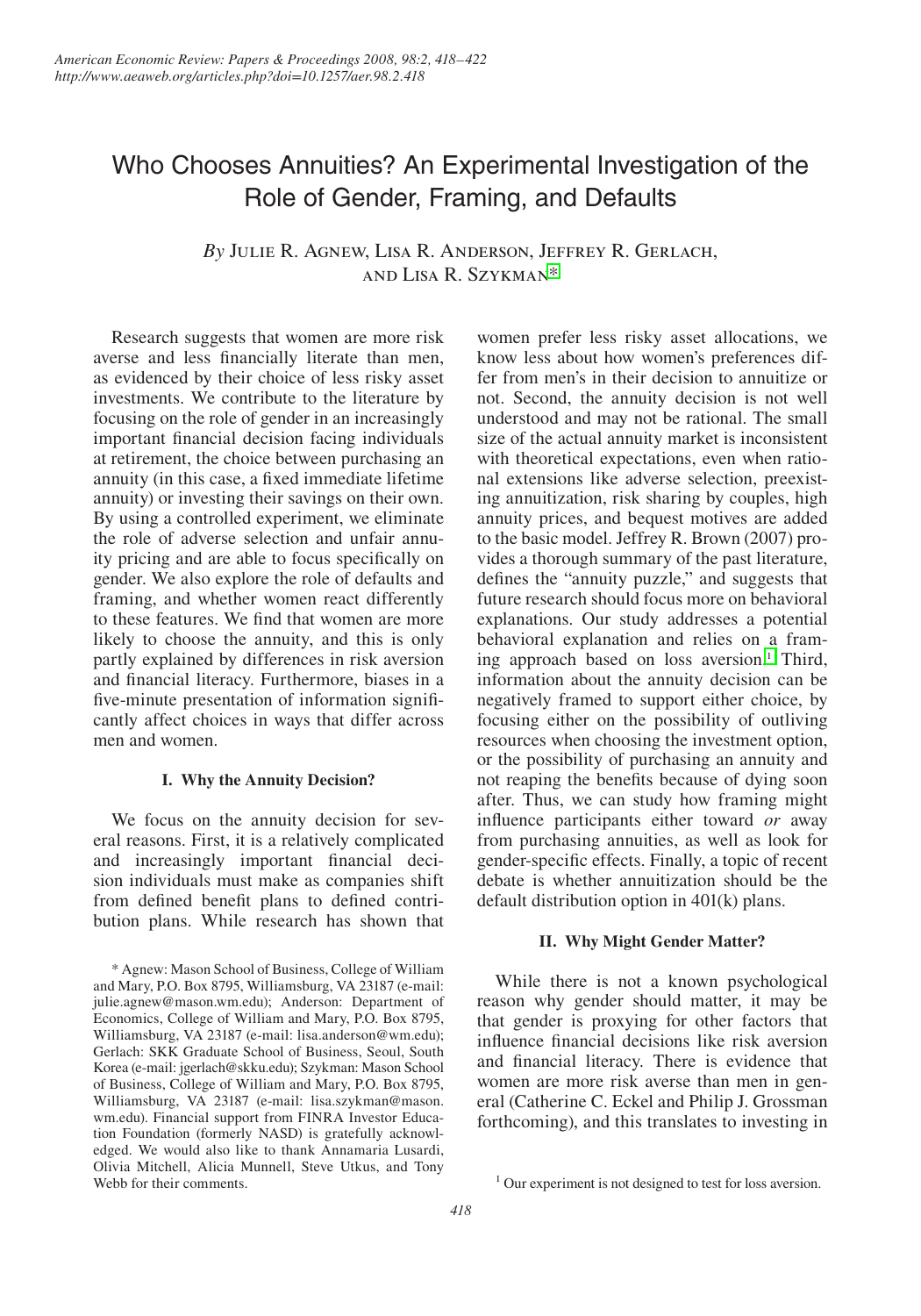# Who Chooses Annuities? An Experimental Investigation of the Role of Gender, Framing, and Defaults

*By* Julie R. Agnew, Lisa R. Anderson, Jeffrey R. Gerlach, and Lisa R. Szykman[*]

Research suggests that women are more risk averse and less financially literate than men, as evidenced by their choice of less risky asset investments. We contribute to the literature by focusing on the role of gender in an increasingly important financial decision facing individuals at retirement, the choice between purchasing an annuity (in this case, a fixed immediate lifetime annuity) or investing their savings on their own. By using a controlled experiment, we eliminate the role of adverse selection and unfair annuity pricing and are able to focus specifically on gender. We also explore the role of defaults and framing, and whether women react differently to these features. We find that women are more likely to choose the annuity, and this is only partly explained by differences in risk aversion and financial literacy. Furthermore, biases in a five-minute presentation of information significantly affect choices in ways that differ across men and women.

## I. Why the Annuity Decision?

We focus on the annuity decision for several reasons. First, it is a relatively complicated and increasingly important financial decision individuals must make as companies shift from defined benefit plans to defined contribution plans. While research has shown that women prefer less risky asset allocations, we know less about how women's preferences differ from men's in their decision to annuitize or not. Second, the annuity decision is not well understood and may not be rational. The small size of the actual annuity market is inconsistent with theoretical expectations, even when rational extensions like adverse selection, preexisting annuitization, risk sharing by couples, high annuity prices, and bequest motives are added to the basic model. Jeffrey R. Brown (2007) provides a thorough summary of the past literature, defines the "annuity puzzle," and suggests that future research should focus more on behavioral explanations. Our study addresses a potential behavioral explanation and relies on a framing approach based on loss aversion.[1] Third, information about the annuity decision can be negatively framed to support either choice, by focusing either on the possibility of outliving resources when choosing the investment option, or the possibility of purchasing an annuity and not reaping the benefits because of dying soon after. Thus, we can study how framing might influence participants either toward *or* away from purchasing annuities, as well as look for gender-specific effects. Finally, a topic of recent debate is whether annuitization should be the default distribution option in 401(k) plans.

## II. Why Might Gender Matter?

While there is not a known psychological reason why gender should matter, it may be that gender is proxying for other factors that influence financial decisions like risk aversion and financial literacy. There is evidence that women are more risk averse than men in general (Catherine C. Eckel and Philip J. Grossman forthcoming), and this translates to investing in

[*] Agnew: Mason School of Business, College of William and Mary, P.O. Box 8795, Williamsburg, VA 23187 (e-mail: julie.agnew@mason.wm.edu); Anderson: Department of Economics, College of William and Mary, P.O. Box 8795, Williamsburg, VA 23187 (e-mail: lisa.anderson@wm.edu); Gerlach: SKK Graduate School of Business, Seoul, South Korea (e-mail: jgerlach@skku.edu); Szykman: Mason School of Business, College of William and Mary, P.O. Box 8795, Williamsburg, VA 23187 (e-mail: lisa.szykman@mason.wm.edu). Financial support from FINRA Investor Education Foundation (formerly NASD) is gratefully acknowledged. We would also like to thank Annamaria Lusardi, Olivia Mitchell, Alicia Munnell, Steve Utkus, and Tony Webb for their comments.

[1] Our experiment is not designed to test for loss aversion.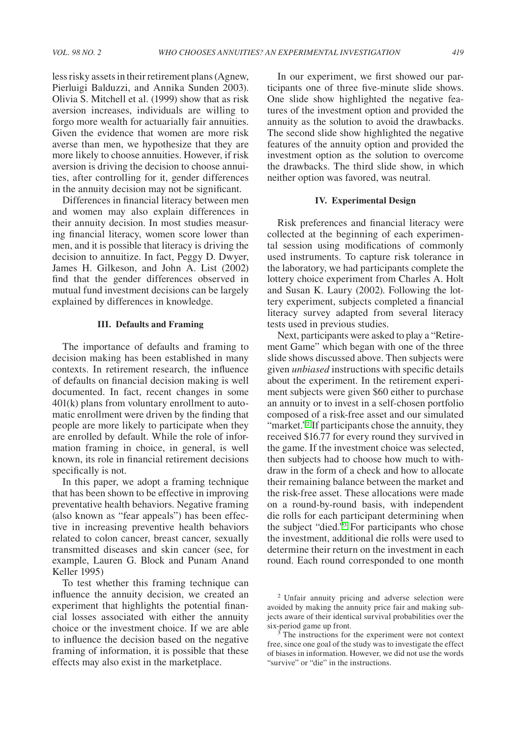less risky assets in their retirement plans (Agnew, Pierluigi Balduzzi, and Annika Sunden 2003). Olivia S. Mitchell et al. (1999) show that as risk aversion increases, individuals are willing to forgo more wealth for actuarially fair annuities. Given the evidence that women are more risk averse than men, we hypothesize that they are more likely to choose annuities. However, if risk aversion is driving the decision to choose annuities, after controlling for it, gender differences in the annuity decision may not be significant.

Differences in financial literacy between men and women may also explain differences in their annuity decision. In most studies measuring financial literacy, women score lower than men, and it is possible that literacy is driving the decision to annuitize. In fact, Peggy D. Dwyer, James H. Gilkeson, and John A. List (2002) find that the gender differences observed in mutual fund investment decisions can be largely explained by differences in knowledge.

## III. Defaults and Framing

The importance of defaults and framing to decision making has been established in many contexts. In retirement research, the influence of defaults on financial decision making is well documented. In fact, recent changes in some 401(k) plans from voluntary enrollment to automatic enrollment were driven by the finding that people are more likely to participate when they are enrolled by default. While the role of information framing in choice, in general, is well known, its role in financial retirement decisions specifically is not.

In this paper, we adopt a framing technique that has been shown to be effective in improving preventative health behaviors. Negative framing (also known as "fear appeals") has been effective in increasing preventive health behaviors related to colon cancer, breast cancer, sexually transmitted diseases and skin cancer (see, for example, Lauren G. Block and Punam Anand Keller 1995)

To test whether this framing technique can influence the annuity decision, we created an experiment that highlights the potential financial losses associated with either the annuity choice or the investment choice. If we are able to influence the decision based on the negative framing of information, it is possible that these effects may also exist in the marketplace.

In our experiment, we first showed our participants one of three five-minute slide shows. One slide show highlighted the negative features of the investment option and provided the annuity as the solution to avoid the drawbacks. The second slide show highlighted the negative features of the annuity option and provided the investment option as the solution to overcome the drawbacks. The third slide show, in which neither option was favored, was neutral.

## IV. Experimental Design

Risk preferences and financial literacy were collected at the beginning of each experimental session using modifications of commonly used instruments. To capture risk tolerance in the laboratory, we had participants complete the lottery choice experiment from Charles A. Holt and Susan K. Laury (2002). Following the lottery experiment, subjects completed a financial literacy survey adapted from several literacy tests used in previous studies.

Next, participants were asked to play a "Retirement Game" which began with one of the three slide shows discussed above. Then subjects were given *unbiased* instructions with specific details about the experiment. In the retirement experiment subjects were given $60 either to purchase an annuity or to invest in a self-chosen portfolio composed of a risk-free asset and our simulated "market."[2] If participants chose the annuity, they received $16.77 for every round they survived in the game. If the investment choice was selected, then subjects had to choose how much to withdraw in the form of a check and how to allocate their remaining balance between the market and the risk-free asset. These allocations were made on a round-by-round basis, with independent die rolls for each participant determining when the subject "died."[3] For participants who chose the investment, additional die rolls were used to determine their return on the investment in each round. Each round corresponded to one month

[2] Unfair annuity pricing and adverse selection were avoided by making the annuity price fair and making subjects aware of their identical survival probabilities over the six-period game up front.

[3] The instructions for the experiment were not context free, since one goal of the study was to investigate the effect of biases in information. However, we did not use the words "survive" or "die" in the instructions.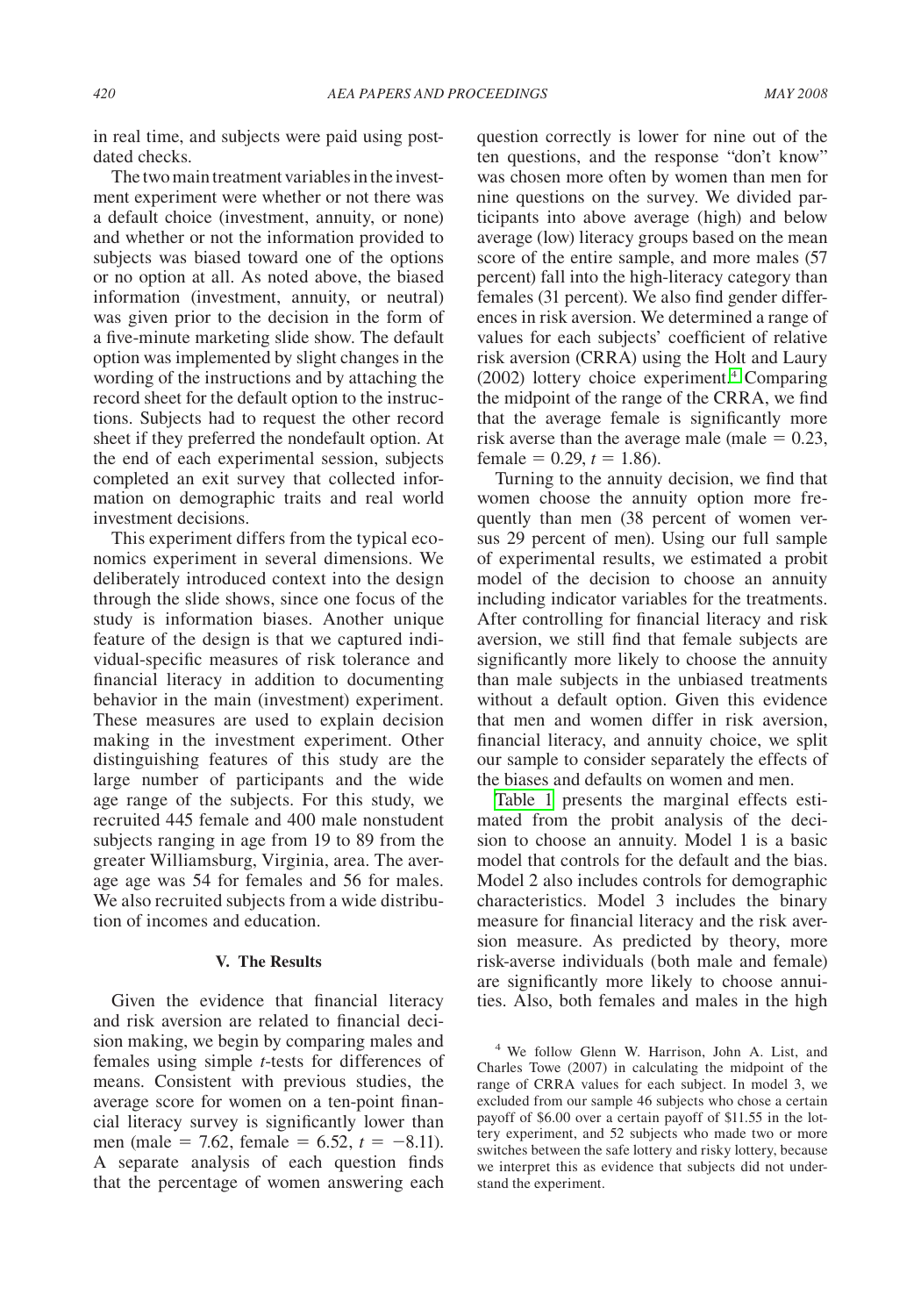in real time, and subjects were paid using postdated checks.

The two main treatment variables in the investment experiment were whether or not there was a default choice (investment, annuity, or none) and whether or not the information provided to subjects was biased toward one of the options or no option at all. As noted above, the biased information (investment, annuity, or neutral) was given prior to the decision in the form of a five-minute marketing slide show. The default option was implemented by slight changes in the wording of the instructions and by attaching the record sheet for the default option to the instructions. Subjects had to request the other record sheet if they preferred the nondefault option. At the end of each experimental session, subjects completed an exit survey that collected information on demographic traits and real world investment decisions.

This experiment differs from the typical economics experiment in several dimensions. We deliberately introduced context into the design through the slide shows, since one focus of the study is information biases. Another unique feature of the design is that we captured individual-specific measures of risk tolerance and financial literacy in addition to documenting behavior in the main (investment) experiment. These measures are used to explain decision making in the investment experiment. Other distinguishing features of this study are the large number of participants and the wide age range of the subjects. For this study, we recruited 445 female and 400 male nonstudent subjects ranging in age from 19 to 89 from the greater Williamsburg, Virginia, area. The average age was 54 for females and 56 for males. We also recruited subjects from a wide distribution of incomes and education.

## V. The Results

Given the evidence that financial literacy and risk aversion are related to financial decision making, we begin by comparing males and females using simple $t$-tests for differences of means. Consistent with previous studies, the average score for women on a ten-point financial literacy survey is significantly lower than men (male = 7.62, female = 6.52, $t = -8.11$). A separate analysis of each question finds that the percentage of women answering each question correctly is lower for nine out of the ten questions, and the response "don't know" was chosen more often by women than men for nine questions on the survey. We divided participants into above average (high) and below average (low) literacy groups based on the mean score of the entire sample, and more males (57 percent) fall into the high-literacy category than females (31 percent). We also find gender differences in risk aversion. We determined a range of values for each subjects' coefficient of relative risk aversion (CRRA) using the Holt and Laury (2002) lottery choice experiment.[4] Comparing the midpoint of the range of the CRRA, we find that the average female is significantly more risk averse than the average male (male = 0.23, female = 0.29, $t = 1.86$).

Turning to the annuity decision, we find that women choose the annuity option more frequently than men (38 percent of women versus 29 percent of men). Using our full sample of experimental results, we estimated a probit model of the decision to choose an annuity including indicator variables for the treatments. After controlling for financial literacy and risk aversion, we still find that female subjects are significantly more likely to choose the annuity than male subjects in the unbiased treatments without a default option. Given this evidence that men and women differ in risk aversion, financial literacy, and annuity choice, we split our sample to consider separately the effects of the biases and defaults on women and men.

Table 1 presents the marginal effects estimated from the probit analysis of the decision to choose an annuity. Model 1 is a basic model that controls for the default and the bias. Model 2 also includes controls for demographic characteristics. Model 3 includes the binary measure for financial literacy and the risk aversion measure. As predicted by theory, more risk-averse individuals (both male and female) are significantly more likely to choose annuities. Also, both females and males in the high

[4] We follow Glenn W. Harrison, John A. List, and Charles Towe (2007) in calculating the midpoint of the range of CRRA values for each subject. In model 3, we excluded from our sample 46 subjects who chose a certain payoff of \$6.00 over a certain payoff of \$11.55 in the lottery experiment, and 52 subjects who made two or more switches between the safe lottery and risky lottery, because we interpret this as evidence that subjects did not understand the experiment.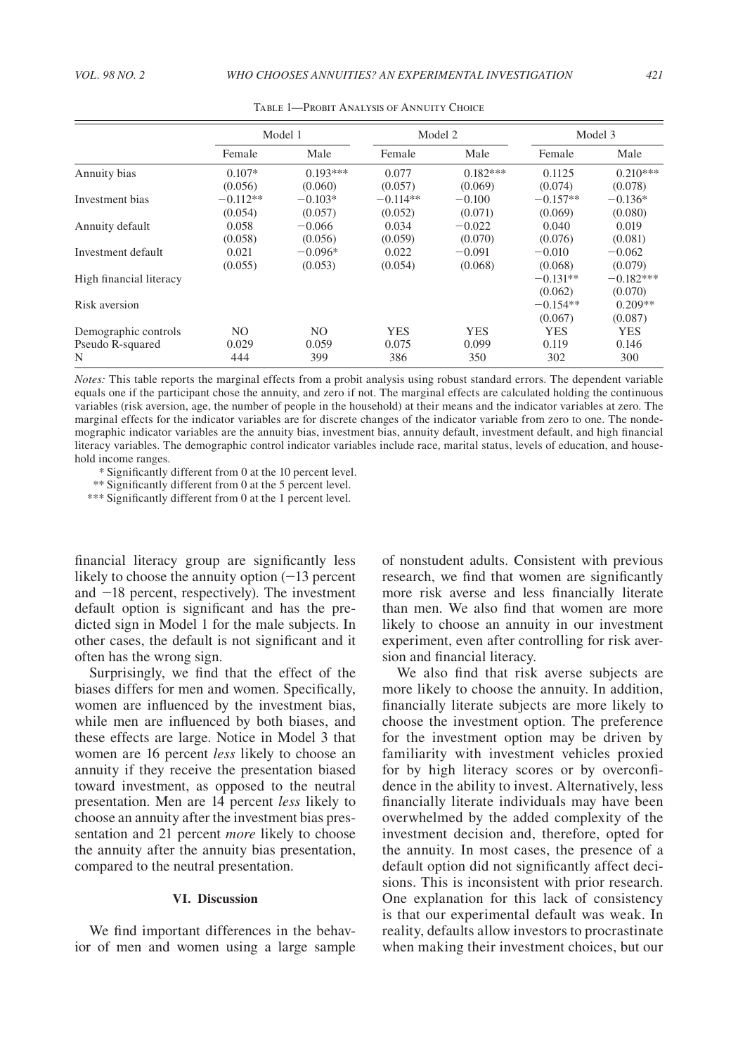Table 1—Probit Analysis of Annuity Choice

| | Model 1 | | Model 2 | | Model 3 | |
|---|---|---|---|---|---|---|
| | Female | Male | Female | Male | Female | Male |
| Annuity bias | 0.107* | 0.193*** | 0.077 | 0.182*** | 0.1125 | 0.210*** |
| | (0.056) | (0.060) | (0.057) | (0.069) | (0.074) | (0.078) |
| Investment bias | −0.112** | −0.103* | −0.114** | −0.100 | −0.157** | −0.136* |
| | (0.054) | (0.057) | (0.052) | (0.071) | (0.069) | (0.080) |
| Annuity default | 0.058 | −0.066 | 0.034 | −0.022 | 0.040 | 0.019 |
| | (0.058) | (0.056) | (0.059) | (0.070) | (0.076) | (0.081) |
| Investment default | 0.021 | −0.096* | 0.022 | −0.091 | −0.010 | −0.062 |
| | (0.055) | (0.053) | (0.054) | (0.068) | (0.068) | (0.079) |
| High financial literacy | | | | | −0.131** | −0.182*** |
| | | | | | (0.062) | (0.070) |
| Risk aversion | | | | | −0.154** | 0.209** |
| | | | | | (0.067) | (0.087) |
| Demographic controls | NO | NO | YES | YES | YES | YES |
| Pseudo R-squared | 0.029 | 0.059 | 0.075 | 0.099 | 0.119 | 0.146 |
| N | 444 | 399 | 386 | 350 | 302 | 300 |

*Notes:* This table reports the marginal effects from a probit analysis using robust standard errors. The dependent variable equals one if the participant chose the annuity, and zero if not. The marginal effects are calculated holding the continuous variables (risk aversion, age, the number of people in the household) at their means and the indicator variables at zero. The marginal effects for the indicator variables are for discrete changes of the indicator variable from zero to one. The nondemographic indicator variables are the annuity bias, investment bias, annuity default, investment default, and high financial literacy variables. The demographic control indicator variables include race, marital status, levels of education, and household income ranges.

\* Significantly different from 0 at the 10 percent level.

\*\* Significantly different from 0 at the 5 percent level.

\*\*\* Significantly different from 0 at the 1 percent level.

financial literacy group are significantly less likely to choose the annuity option (−13 percent and −18 percent, respectively). The investment default option is significant and has the predicted sign in Model 1 for the male subjects. In other cases, the default is not significant and it often has the wrong sign.

Surprisingly, we find that the effect of the biases differs for men and women. Specifically, women are influenced by the investment bias, while men are influenced by both biases, and these effects are large. Notice in Model 3 that women are 16 percent *less* likely to choose an annuity if they receive the presentation biased toward investment, as opposed to the neutral presentation. Men are 14 percent *less* likely to choose an annuity after the investment bias pressentation and 21 percent *more* likely to choose the annuity after the annuity bias presentation, compared to the neutral presentation.

## VI. Discussion

We find important differences in the behavior of men and women using a large sample of nonstudent adults. Consistent with previous research, we find that women are significantly more risk averse and less financially literate than men. We also find that women are more likely to choose an annuity in our investment experiment, even after controlling for risk aversion and financial literacy.

We also find that risk averse subjects are more likely to choose the annuity. In addition, financially literate subjects are more likely to choose the investment option. The preference for the investment option may be driven by familiarity with investment vehicles proxied for by high literacy scores or by overconfidence in the ability to invest. Alternatively, less financially literate individuals may have been overwhelmed by the added complexity of the investment decision and, therefore, opted for the annuity. In most cases, the presence of a default option did not significantly affect decisions. This is inconsistent with prior research. One explanation for this lack of consistency is that our experimental default was weak. In reality, defaults allow investors to procrastinate when making their investment choices, but our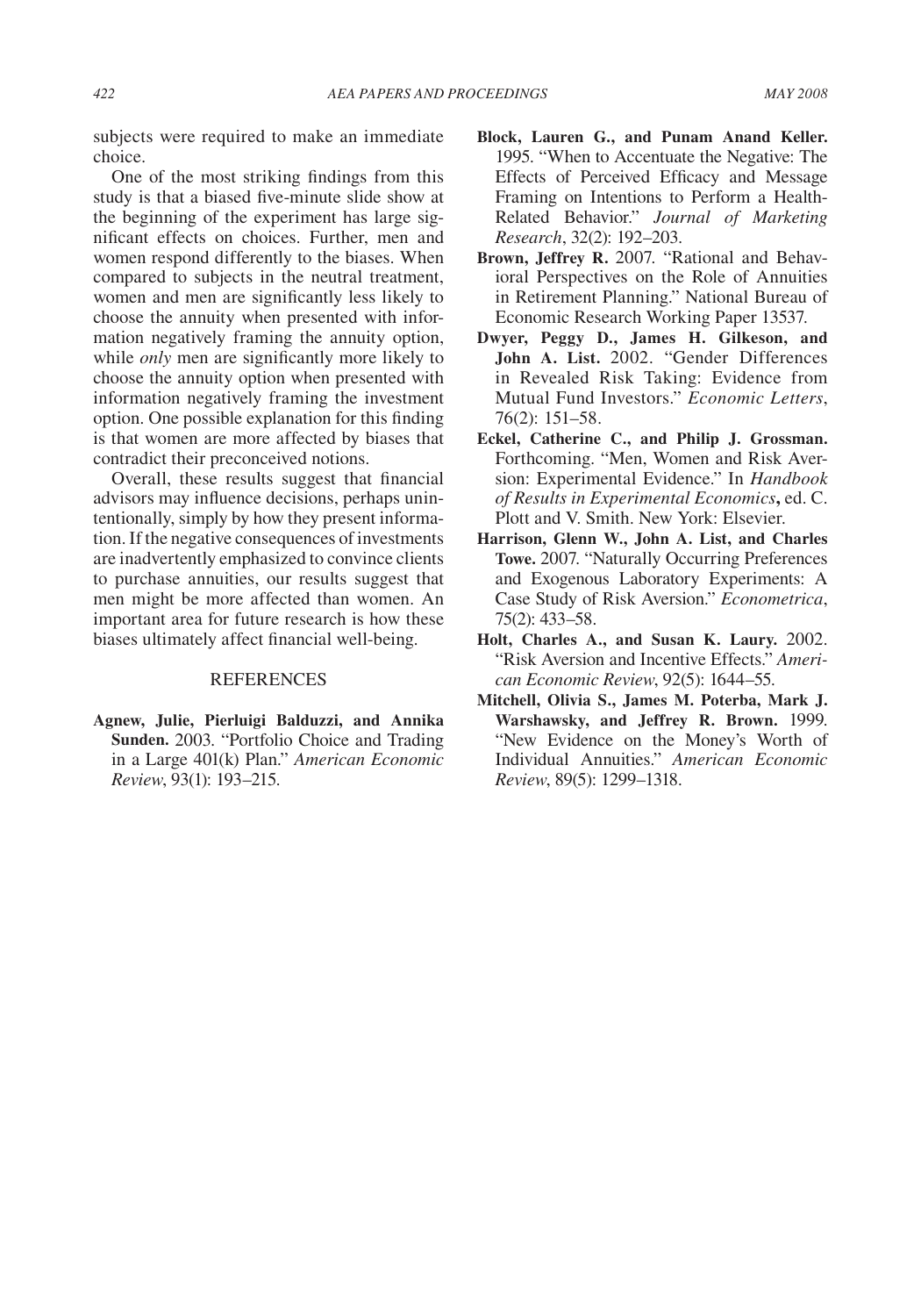subjects were required to make an immediate choice.

One of the most striking findings from this study is that a biased five-minute slide show at the beginning of the experiment has large significant effects on choices. Further, men and women respond differently to the biases. When compared to subjects in the neutral treatment, women and men are significantly less likely to choose the annuity when presented with information negatively framing the annuity option, while *only* men are significantly more likely to choose the annuity option when presented with information negatively framing the investment option. One possible explanation for this finding is that women are more affected by biases that contradict their preconceived notions.

Overall, these results suggest that financial advisors may influence decisions, perhaps unintentionally, simply by how they present information. If the negative consequences of investments are inadvertently emphasized to convince clients to purchase annuities, our results suggest that men might be more affected than women. An important area for future research is how these biases ultimately affect financial well-being.

## REFERENCES

**Agnew, Julie, Pierluigi Balduzzi, and Annika Sunden.** 2003. "Portfolio Choice and Trading in a Large 401(k) Plan." *American Economic Review*, 93(1): 193–215.

**Block, Lauren G., and Punam Anand Keller.** 1995. "When to Accentuate the Negative: The Effects of Perceived Efficacy and Message Framing on Intentions to Perform a Health-Related Behavior." *Journal of Marketing Research*, 32(2): 192–203.

**Brown, Jeffrey R.** 2007. "Rational and Behavioral Perspectives on the Role of Annuities in Retirement Planning." National Bureau of Economic Research Working Paper 13537.

**Dwyer, Peggy D., James H. Gilkeson, and John A. List.** 2002. "Gender Differences in Revealed Risk Taking: Evidence from Mutual Fund Investors." *Economic Letters*, 76(2): 151–58.

**Eckel, Catherine C., and Philip J. Grossman.** Forthcoming. "Men, Women and Risk Aversion: Experimental Evidence." In *Handbook of Results in Experimental Economics***,** ed. C. Plott and V. Smith. New York: Elsevier.

**Harrison, Glenn W., John A. List, and Charles Towe.** 2007. "Naturally Occurring Preferences and Exogenous Laboratory Experiments: A Case Study of Risk Aversion." *Econometrica*, 75(2): 433–58.

**Holt, Charles A., and Susan K. Laury.** 2002. "Risk Aversion and Incentive Effects." *American Economic Review*, 92(5): 1644–55.

**Mitchell, Olivia S., James M. Poterba, Mark J. Warshawsky, and Jeffrey R. Brown.** 1999. "New Evidence on the Money's Worth of Individual Annuities." *American Economic Review*, 89(5): 1299–1318.